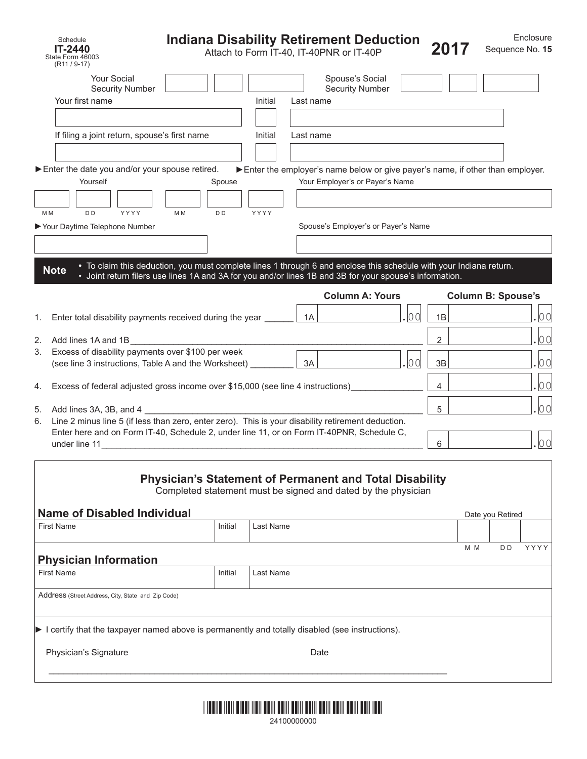Schedule
**IT-2440**
State Form 46003
(R11 / 9-17)

# Indiana Disability Retirement Deduction

Attach to Form IT-40, IT-40PNR or IT-40P

**2017**

Enclosure
Sequence No. **15**

Your Social Security Number | Spouse's Social Security Number

Your first name | Initial | Last name

If filing a joint return, spouse's first name | Initial | Last name

►Enter the date you and/or your spouse retired.

Yourself: MM DD YYYY | Spouse: MM DD YYYY

►Enter the employer's name below or give payer's name, if other than employer.

Your Employer's or Payer's Name

►Your Daytime Telephone Number

Spouse's Employer's or Payer's Name

**Note**
- To claim this deduction, you must complete lines 1 through 6 and enclose this schedule with your Indiana return.
- Joint return filers use lines 1A and 3A for you and/or lines 1B and 3B for your spouse's information.

| | | Column A: Yours | Column B: Spouse's |
|---|---|---|---|
| 1. | Enter total disability payments received during the year | 1A .00 | 1B .00 |
| 2. | Add lines 1A and 1B | | 2 .00 |
| 3. | Excess of disability payments over $100 per week (see line 3 instructions, Table A and the Worksheet) | 3A .00 | 3B .00 |
| 4. | Excess of federal adjusted gross income over $15,000 (see line 4 instructions) | | 4 .00 |
| 5. | Add lines 3A, 3B, and 4 | | 5 .00 |
| 6. | Line 2 minus line 5 (if less than zero, enter zero). This is your disability retirement deduction. Enter here and on Form IT-40, Schedule 2, under line 11, or on Form IT-40PNR, Schedule C, under line 11 | | 6 .00 |

## Physician's Statement of Permanent and Total Disability

Completed statement must be signed and dated by the physician

### Name of Disabled Individual

First Name | Initial | Last Name | Date you Retired (MM DD YYYY)

### Physician Information

First Name | Initial | Last Name

Address (Street Address, City, State and Zip Code)

► I certify that the taxpayer named above is permanently and totally disabled (see instructions).

Physician's Signature | Date

24100000000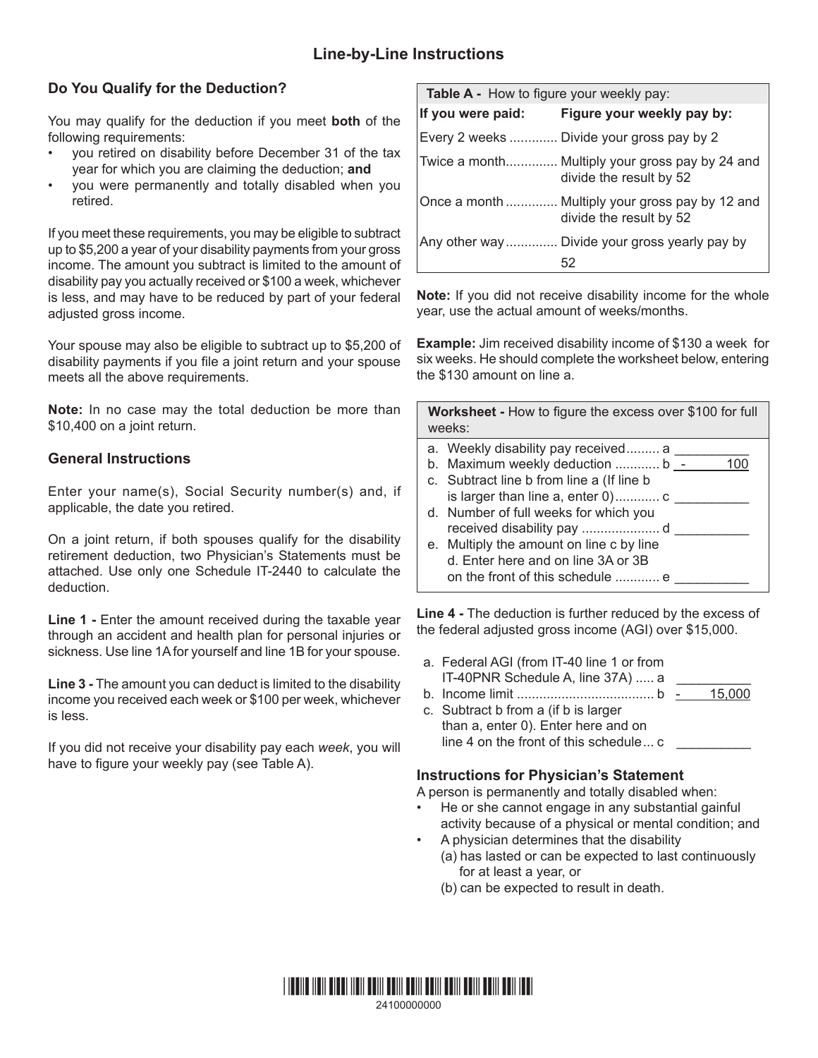# Line-by-Line Instructions

## Do You Qualify for the Deduction?

You may qualify for the deduction if you meet **both** of the following requirements:

- you retired on disability before December 31 of the tax year for which you are claiming the deduction; **and**
- you were permanently and totally disabled when you retired.

If you meet these requirements, you may be eligible to subtract up to $5,200 a year of your disability payments from your gross income. The amount you subtract is limited to the amount of disability pay you actually received or $100 a week, whichever is less, and may have to be reduced by part of your federal adjusted gross income.

Your spouse may also be eligible to subtract up to $5,200 of disability payments if you file a joint return and your spouse meets all the above requirements.

**Note:** In no case may the total deduction be more than $10,400 on a joint return.

## General Instructions

Enter your name(s), Social Security number(s) and, if applicable, the date you retired.

On a joint return, if both spouses qualify for the disability retirement deduction, two Physician's Statements must be attached. Use only one Schedule IT-2440 to calculate the deduction.

**Line 1 -** Enter the amount received during the taxable year through an accident and health plan for personal injuries or sickness. Use line 1A for yourself and line 1B for your spouse.

**Line 3 -** The amount you can deduct is limited to the disability income you received each week or $100 per week, whichever is less.

If you did not receive your disability pay each *week*, you will have to figure your weekly pay (see Table A).

**Table A -** How to figure your weekly pay:

| If you were paid: | Figure your weekly pay by: |
|---|---|
| Every 2 weeks | Divide your gross pay by 2 |
| Twice a month | Multiply your gross pay by 24 and divide the result by 52 |
| Once a month | Multiply your gross pay by 12 and divide the result by 52 |
| Any other way | Divide your gross yearly pay by 52 |

**Note:** If you did not receive disability income for the whole year, use the actual amount of weeks/months.

**Example:** Jim received disability income of $130 a week for six weeks. He should complete the worksheet below, entering the $130 amount on line a.

**Worksheet -** How to figure the excess over $100 for full weeks:

| | | |
|---|---|---|
| a. | Weekly disability pay received | a ________ |
| b. | Maximum weekly deduction | b - 100 |
| c. | Subtract line b from line a (If line b is larger than line a, enter 0) | c ________ |
| d. | Number of full weeks for which you received disability pay | d ________ |
| e. | Multiply the amount on line c by line d. Enter here and on line 3A or 3B on the front of this schedule | e ________ |

**Line 4 -** The deduction is further reduced by the excess of the federal adjusted gross income (AGI) over $15,000.

| | | |
|---|---|---|
| a. | Federal AGI (from IT-40 line 1 or from IT-40PNR Schedule A, line 37A) | a ________ |
| b. | Income limit | b - 15,000 |
| c. | Subtract b from a (if b is larger than a, enter 0). Enter here and on line 4 on the front of this schedule | c ________ |

## Instructions for Physician's Statement

A person is permanently and totally disabled when:

- He or she cannot engage in any substantial gainful activity because of a physical or mental condition; and
- A physician determines that the disability
  - (a) has lasted or can be expected to last continuously for at least a year, or
  - (b) can be expected to result in death.

24100000000